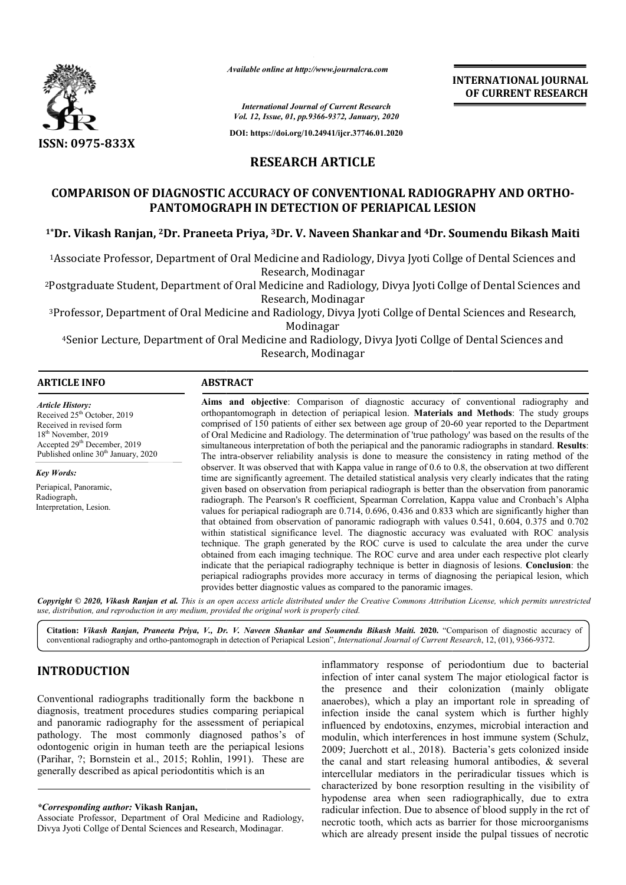ISSN: 0975-833X

*Available online at http://www.journalcra.com*

*International Journal of Current Research*
*Vol. 12, Issue, 01, pp.9366-9372, January, 2020*

**DOI: https://doi.org/10.24941/ijcr.37746.01.2020**

**INTERNATIONAL JOURNAL OF CURRENT RESEARCH**

# RESEARCH ARTICLE

# COMPARISON OF DIAGNOSTIC ACCURACY OF CONVENTIONAL RADIOGRAPHY AND ORTHO-PANTOMOGRAPH IN DETECTION OF PERIAPICAL LESION

**[1*]Dr. Vikash Ranjan, [2]Dr. Praneeta Priya, [3]Dr. V. Naveen Shankar and [4]Dr. Soumendu Bikash Maiti**

[1]Associate Professor, Department of Oral Medicine and Radiology, Divya Jyoti Collge of Dental Sciences and Research, Modinagar

[2]Postgraduate Student, Department of Oral Medicine and Radiology, Divya Jyoti Collge of Dental Sciences and Research, Modinagar

[3]Professor, Department of Oral Medicine and Radiology, Divya Jyoti Collge of Dental Sciences and Research, Modinagar

[4]Senior Lecture, Department of Oral Medicine and Radiology, Divya Jyoti Collge of Dental Sciences and Research, Modinagar

## ARTICLE INFO

*Article History:*
Received 25[th] October, 2019
Received in revised form
18[th] November, 2019
Accepted 29[th] December, 2019
Published online 30[th] January, 2020

*Key Words:*
Periapical, Panoramic, Radiograph, Interpretation, Lesion.

## ABSTRACT

**Aims and objective**: Comparison of diagnostic accuracy of conventional radiography and orthopantomograph in detection of periapical lesion. **Materials and Methods**: The study groups comprised of 150 patients of either sex between age group of 20-60 year reported to the Department of Oral Medicine and Radiology. The determination of 'true pathology' was based on the results of the simultaneous interpretation of both the periapical and the panoramic radiographs in standard. **Results**: The intra-observer reliability analysis is done to measure the consistency in rating method of the observer. It was observed that with Kappa value in range of 0.6 to 0.8, the observation at two different time are significantly agreement. The detailed statistical analysis very clearly indicates that the rating given based on observation from periapical radiograph is better than the observation from panoramic radiograph. The Pearson's R coefficient, Spearman Correlation, Kappa value and Cronbach's Alpha values for periapical radiograph are 0.714, 0.696, 0.436 and 0.833 which are significantly higher than that obtained from observation of panoramic radiograph with values 0.541, 0.604, 0.375 and 0.702 within statistical significance level. The diagnostic accuracy was evaluated with ROC analysis technique. The graph generated by the ROC curve is used to calculate the area under the curve obtained from each imaging technique. The ROC curve and area under each respective plot clearly indicate that the periapical radiography technique is better in diagnosis of lesions. **Conclusion**: the periapical radiographs provides more accuracy in terms of diagnosing the periapical lesion, which provides better diagnostic values as compared to the panoramic images.

*Copyright © 2020, Vikash Ranjan et al. This is an open access article distributed under the Creative Commons Attribution License, which permits unrestricted use, distribution, and reproduction in any medium, provided the original work is properly cited.*

**Citation:** *Vikash Ranjan, Praneeta Priya, V., Dr. V. Naveen Shankar and Soumendu Bikash Maiti.* **2020.** "Comparison of diagnostic accuracy of conventional radiography and ortho-pantomograph in detection of Periapical Lesion", *International Journal of Current Research*, 12, (01), 9366-9372.

## INTRODUCTION

Conventional radiographs traditionally form the backbone n diagnosis, treatment procedures studies comparing periapical and panoramic radiography for the assessment of periapical pathology. The most commonly diagnosed pathos's of odontogenic origin in human teeth are the periapical lesions (Parihar, ?; Bornstein et al., 2015; Rohlin, 1991). These are generally described as apical periodontitis which is an inflammatory response of periodontium due to bacterial infection of inter canal system The major etiological factor is the presence and their colonization (mainly obligate anaerobes), which a play an important role in spreading of infection inside the canal system which is further highly influenced by endotoxins, enzymes, microbial interaction and modulin, which interferences in host immune system (Schulz, 2009; Juerchott et al., 2018). Bacteria's gets colonized inside the canal and start releasing humoral antibodies, & several intercellular mediators in the periradicular tissues which is characterized by bone resorption resulting in the visibility of hypodense area when seen radiographically, due to extra radicular infection. Due to absence of blood supply in the rct of necrotic tooth, which acts as barrier for those microorganisms which are already present inside the pulpal tissues of necrotic

*\*Corresponding author:* **Vikash Ranjan,**
Associate Professor, Department of Oral Medicine and Radiology, Divya Jyoti Collge of Dental Sciences and Research, Modinagar.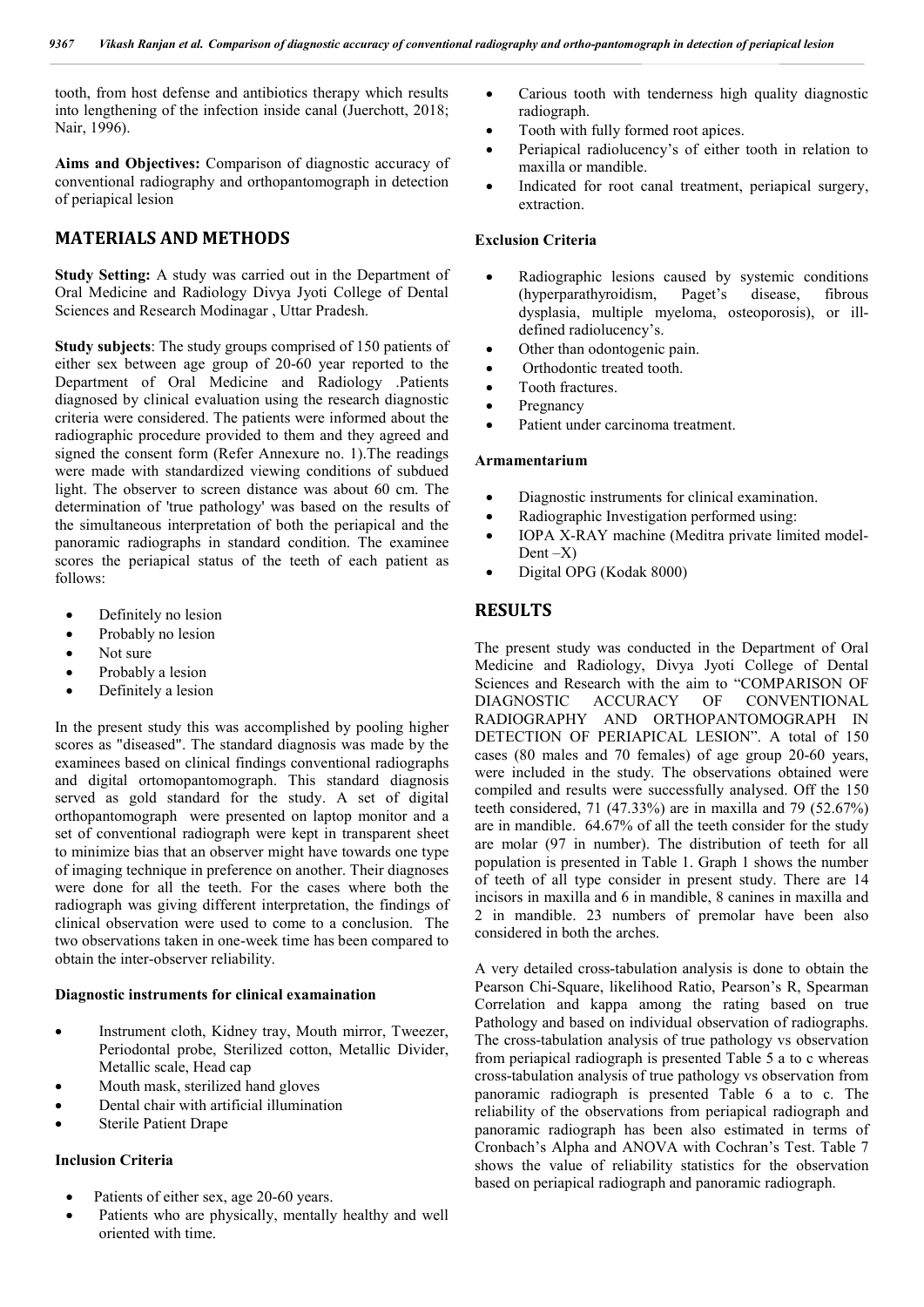tooth, from host defense and antibiotics therapy which results into lengthening of the infection inside canal (Juerchott, 2018; Nair, 1996).

**Aims and Objectives:** Comparison of diagnostic accuracy of conventional radiography and orthopantomograph in detection of periapical lesion

## MATERIALS AND METHODS

**Study Setting:** A study was carried out in the Department of Oral Medicine and Radiology Divya Jyoti College of Dental Sciences and Research Modinagar , Uttar Pradesh.

**Study subjects**: The study groups comprised of 150 patients of either sex between age group of 20-60 year reported to the Department of Oral Medicine and Radiology .Patients diagnosed by clinical evaluation using the research diagnostic criteria were considered. The patients were informed about the radiographic procedure provided to them and they agreed and signed the consent form (Refer Annexure no. 1).The readings were made with standardized viewing conditions of subdued light. The observer to screen distance was about 60 cm. The determination of 'true pathology' was based on the results of the simultaneous interpretation of both the periapical and the panoramic radiographs in standard condition. The examinee scores the periapical status of the teeth of each patient as follows:

- Definitely no lesion
- Probably no lesion
- Not sure
- Probably a lesion
- Definitely a lesion

In the present study this was accomplished by pooling higher scores as "diseased". The standard diagnosis was made by the examinees based on clinical findings conventional radiographs and digital ortomopantomograph. This standard diagnosis served as gold standard for the study. A set of digital orthopantomograph were presented on laptop monitor and a set of conventional radiograph were kept in transparent sheet to minimize bias that an observer might have towards one type of imaging technique in preference on another. Their diagnoses were done for all the teeth. For the cases where both the radiograph was giving different interpretation, the findings of clinical observation were used to come to a conclusion. The two observations taken in one-week time has been compared to obtain the inter-observer reliability.

### Diagnostic instruments for clinical examaination

- Instrument cloth, Kidney tray, Mouth mirror, Tweezer, Periodontal probe, Sterilized cotton, Metallic Divider, Metallic scale, Head cap
- Mouth mask, sterilized hand gloves
- Dental chair with artificial illumination
- Sterile Patient Drape

### Inclusion Criteria

- Patients of either sex, age 20-60 years.
- Patients who are physically, mentally healthy and well oriented with time.
- Carious tooth with tenderness high quality diagnostic radiograph.
- Tooth with fully formed root apices.
- Periapical radiolucency's of either tooth in relation to maxilla or mandible.
- Indicated for root canal treatment, periapical surgery, extraction.

### Exclusion Criteria

- Radiographic lesions caused by systemic conditions (hyperparathyroidism, Paget's disease, fibrous dysplasia, multiple myeloma, osteoporosis), or ill-defined radiolucency's.
- Other than odontogenic pain.
- Orthodontic treated tooth.
- Tooth fractures.
- Pregnancy
- Patient under carcinoma treatment.

### Armamentarium

- Diagnostic instruments for clinical examination.
- Radiographic Investigation performed using:
- IOPA X-RAY machine (Meditra private limited model-Dent –X)
- Digital OPG (Kodak 8000)

## RESULTS

The present study was conducted in the Department of Oral Medicine and Radiology, Divya Jyoti College of Dental Sciences and Research with the aim to "COMPARISON OF DIAGNOSTIC ACCURACY OF CONVENTIONAL RADIOGRAPHY AND ORTHOPANTOMOGRAPH IN DETECTION OF PERIAPICAL LESION". A total of 150 cases (80 males and 70 females) of age group 20-60 years, were included in the study. The observations obtained were compiled and results were successfully analysed. Off the 150 teeth considered, 71 (47.33%) are in maxilla and 79 (52.67%) are in mandible. 64.67% of all the teeth consider for the study are molar (97 in number). The distribution of teeth for all population is presented in Table 1. Graph 1 shows the number of teeth of all type consider in present study. There are 14 incisors in maxilla and 6 in mandible, 8 canines in maxilla and 2 in mandible. 23 numbers of premolar have been also considered in both the arches.

A very detailed cross-tabulation analysis is done to obtain the Pearson Chi-Square, likelihood Ratio, Pearson's R, Spearman Correlation and kappa among the rating based on true Pathology and based on individual observation of radiographs. The cross-tabulation analysis of true pathology vs observation from periapical radiograph is presented Table 5 a to c whereas cross-tabulation analysis of true pathology vs observation from panoramic radiograph is presented Table 6 a to c. The reliability of the observations from periapical radiograph and panoramic radiograph has been also estimated in terms of Cronbach's Alpha and ANOVA with Cochran's Test. Table 7 shows the value of reliability statistics for the observation based on periapical radiograph and panoramic radiograph.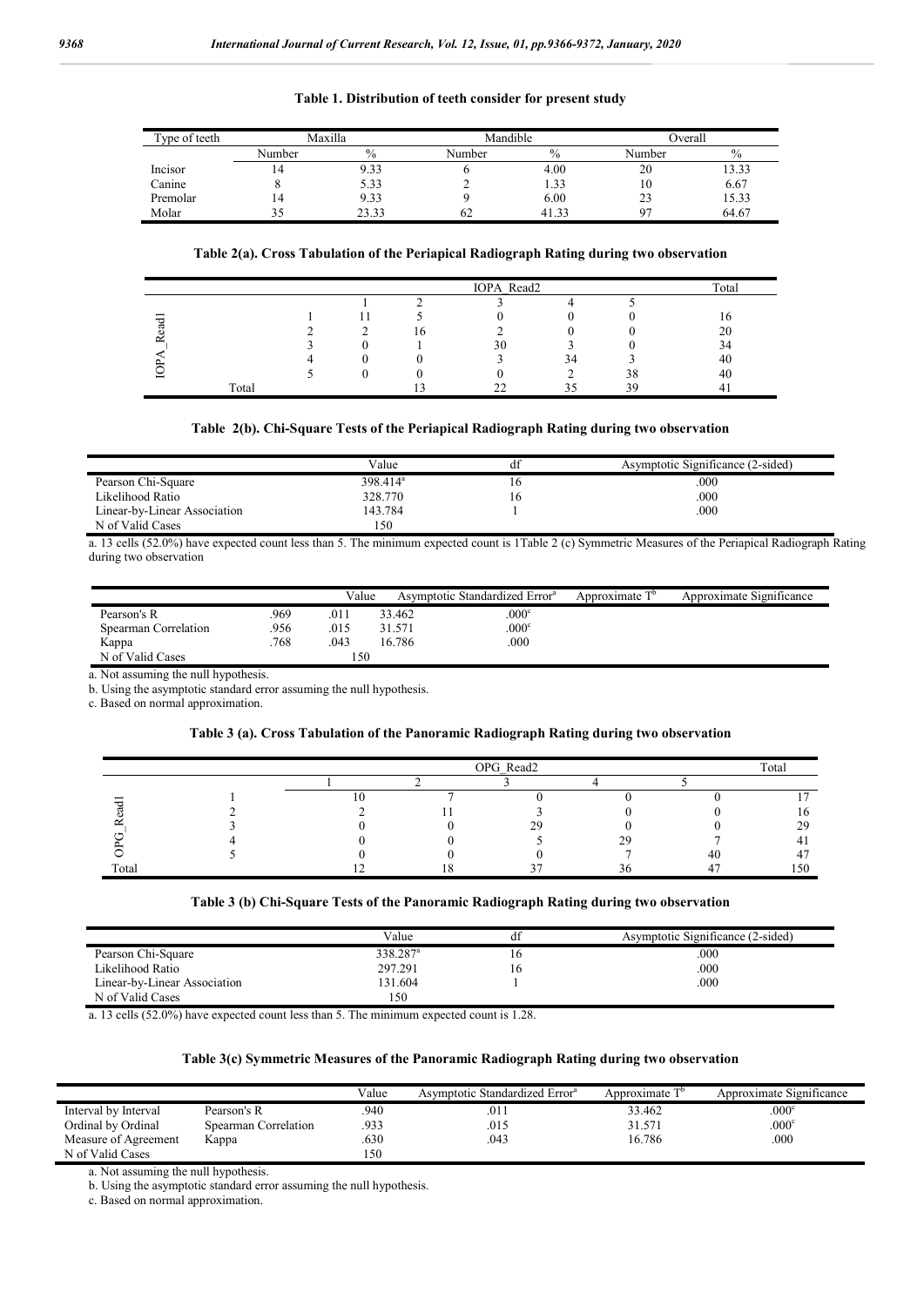**Table 1. Distribution of teeth consider for present study**

| Type of teeth | Maxilla | | Mandible | | Overall | |
|---|---|---|---|---|---|---|
| | Number | % | Number | % | Number | % |
| Incisor | 14 | 9.33 | 6 | 4.00 | 20 | 13.33 |
| Canine | 8 | 5.33 | 2 | 1.33 | 10 | 6.67 |
| Premolar | 14 | 9.33 | 9 | 6.00 | 23 | 15.33 |
| Molar | 35 | 23.33 | 62 | 41.33 | 97 | 64.67 |

**Table 2(a). Cross Tabulation of the Periapical Radiograph Rating during two observation**

| | | IOPA_Read2 | | | | | Total |
|---|---|---|---|---|---|---|---|
| | | 1 | 2 | 3 | 4 | 5 | |
| IOPA_Read1 | 1 | 11 | 5 | 0 | 0 | 0 | 16 |
| | 2 | 2 | 16 | 2 | 0 | 0 | 20 |
| | 3 | 0 | 1 | 30 | 3 | 0 | 34 |
| | 4 | 0 | 0 | 3 | 34 | 3 | 40 |
| | 5 | 0 | 0 | 0 | 2 | 38 | 40 |
| Total | | | 13 | 22 | 35 | 39 | 41 |

**Table 2(b). Chi-Square Tests of the Periapical Radiograph Rating during two observation**

| | Value | df | Asymptotic Significance (2-sided) |
|---|---|---|---|
| Pearson Chi-Square | 398.414[a] | 16 | .000 |
| Likelihood Ratio | 328.770 | 16 | .000 |
| Linear-by-Linear Association | 143.784 | 1 | .000 |
| N of Valid Cases | 150 | | |

a. 13 cells (52.0%) have expected count less than 5. The minimum expected count is 1Table 2 (c) Symmetric Measures of the Periapical Radiograph Rating during two observation

| | | Value | Asymptotic Standardized Error[a] | Approximate T[b] | Approximate Significance |
|---|---|---|---|---|---|
| Pearson's R | .969 | .011 | 33.462 | .000[c] | |
| Spearman Correlation | .956 | .015 | 31.571 | .000[c] | |
| Kappa | .768 | .043 | 16.786 | .000 | |
| N of Valid Cases | | 150 | | | |

a. Not assuming the null hypothesis.

b. Using the asymptotic standard error assuming the null hypothesis.

c. Based on normal approximation.

**Table 3 (a). Cross Tabulation of the Panoramic Radiograph Rating during two observation**

| | | OPG_Read2 | | | | | Total |
|---|---|---|---|---|---|---|---|
| | | 1 | 2 | 3 | 4 | 5 | |
| OPG_Read1 | 1 | 10 | 7 | 0 | 0 | 0 | 17 |
| | 2 | 2 | 11 | 3 | 0 | 0 | 16 |
| | 3 | 0 | 0 | 29 | 0 | 0 | 29 |
| | 4 | 0 | 0 | 5 | 29 | 7 | 41 |
| | 5 | 0 | 0 | 0 | 7 | 40 | 47 |
| Total | | 12 | 18 | 37 | 36 | 47 | 150 |

**Table 3 (b) Chi-Square Tests of the Panoramic Radiograph Rating during two observation**

| | Value | df | Asymptotic Significance (2-sided) |
|---|---|---|---|
| Pearson Chi-Square | 338.287[a] | 16 | .000 |
| Likelihood Ratio | 297.291 | 16 | .000 |
| Linear-by-Linear Association | 131.604 | 1 | .000 |
| N of Valid Cases | 150 | | |

a. 13 cells (52.0%) have expected count less than 5. The minimum expected count is 1.28.

**Table 3(c) Symmetric Measures of the Panoramic Radiograph Rating during two observation**

| | | Value | Asymptotic Standardized Error[a] | Approximate T[b] | Approximate Significance |
|---|---|---|---|---|---|
| Interval by Interval | Pearson's R | .940 | .011 | 33.462 | .000[c] |
| Ordinal by Ordinal | Spearman Correlation | .933 | .015 | 31.571 | .000[c] |
| Measure of Agreement | Kappa | .630 | .043 | 16.786 | .000 |
| N of Valid Cases | | 150 | | | |

a. Not assuming the null hypothesis.

b. Using the asymptotic standard error assuming the null hypothesis.

c. Based on normal approximation.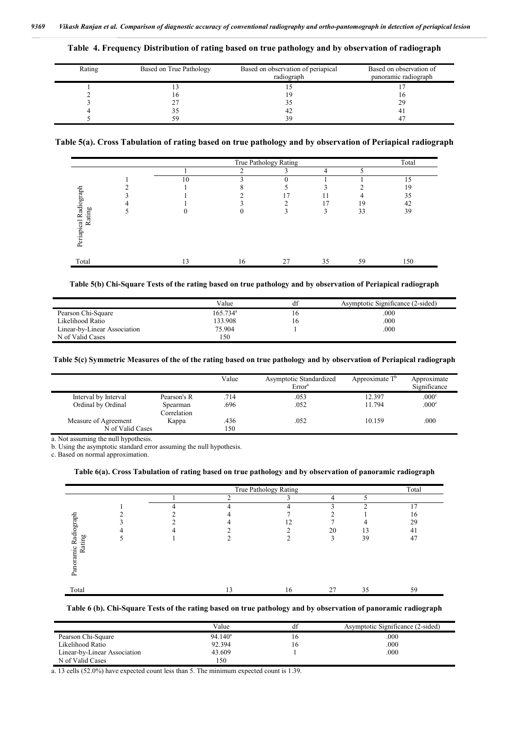**Table 4. Frequency Distribution of rating based on true pathology and by observation of radiograph**

| Rating | Based on True Pathology | Based on observation of periapical radiograph | Based on observation of panoramic radiograph |
|---|---|---|---|
| 1 | 13 | 15 | 17 |
| 2 | 16 | 19 | 16 |
| 3 | 27 | 35 | 29 |
| 4 | 35 | 42 | 41 |
| 5 | 59 | 39 | 47 |

**Table 5(a). Cross Tabulation of rating based on true pathology and by observation of Periapical radiograph**

| | | True Pathology Rating | | | | | Total |
|---|---|---|---|---|---|---|---|
| | | 1 | 2 | 3 | 4 | 5 | |
| Periapical Radiograph Rating | 1 | 10 | 3 | 0 | 1 | 1 | 15 |
| | 2 | 1 | 8 | 5 | 3 | 2 | 19 |
| | 3 | 1 | 2 | 17 | 11 | 4 | 35 |
| | 4 | 1 | 3 | 2 | 17 | 19 | 42 |
| | 5 | 0 | 0 | 3 | 3 | 33 | 39 |
| Total | | 13 | 16 | 27 | 35 | 59 | 150 |

**Table 5(b) Chi-Square Tests of the rating based on true pathology and by observation of Periapical radiograph**

| | Value | df | Asymptotic Significance (2-sided) |
|---|---|---|---|
| Pearson Chi-Square | 165.734[a] | 16 | .000 |
| Likelihood Ratio | 133.908 | 16 | .000 |
| Linear-by-Linear Association | 75.904 | 1 | .000 |
| N of Valid Cases | 150 | | |

**Table 5(c) Symmetric Measures of the of the rating based on true pathology and by observation of Periapical radiograph**

| | | Value | Asymptotic Standardized Error[a] | Approximate T[b] | Approximate Significance |
|---|---|---|---|---|---|
| Interval by Interval | Pearson's R | .714 | .053 | 12.397 | .000[c] |
| Ordinal by Ordinal | Spearman Correlation | .696 | .052 | 11.794 | .000[c] |
| Measure of Agreement | Kappa | .436 | .052 | 10.159 | .000 |
| N of Valid Cases | | 150 | | | |

a. Not assuming the null hypothesis.

b. Using the asymptotic standard error assuming the null hypothesis.

c. Based on normal approximation.

**Table 6(a). Cross Tabulation of rating based on true pathology and by observation of panoramic radiograph**

| | | True Pathology Rating | | | | | Total |
|---|---|---|---|---|---|---|---|
| | | 1 | 2 | 3 | 4 | 5 | |
| Panoramic Radiograph Rating | 1 | 4 | 4 | 4 | 3 | 2 | 17 |
| | 2 | 2 | 4 | 7 | 2 | 1 | 16 |
| | 3 | 2 | 4 | 12 | 7 | 4 | 29 |
| | 4 | 4 | 2 | 2 | 20 | 13 | 41 |
| | 5 | 1 | 2 | 2 | 3 | 39 | 47 |
| Total | | | 13 | 16 | 27 | 35 | 59 |

**Table 6 (b). Chi-Square Tests of the rating based on true pathology and by observation of panoramic radiograph**

| | Value | df | Asymptotic Significance (2-sided) |
|---|---|---|---|
| Pearson Chi-Square | 94.140[a] | 16 | .000 |
| Likelihood Ratio | 92.394 | 16 | .000 |
| Linear-by-Linear Association | 43.609 | 1 | .000 |
| N of Valid Cases | 150 | | |

a. 13 cells (52.0%) have expected count less than 5. The minimum expected count is 1.39.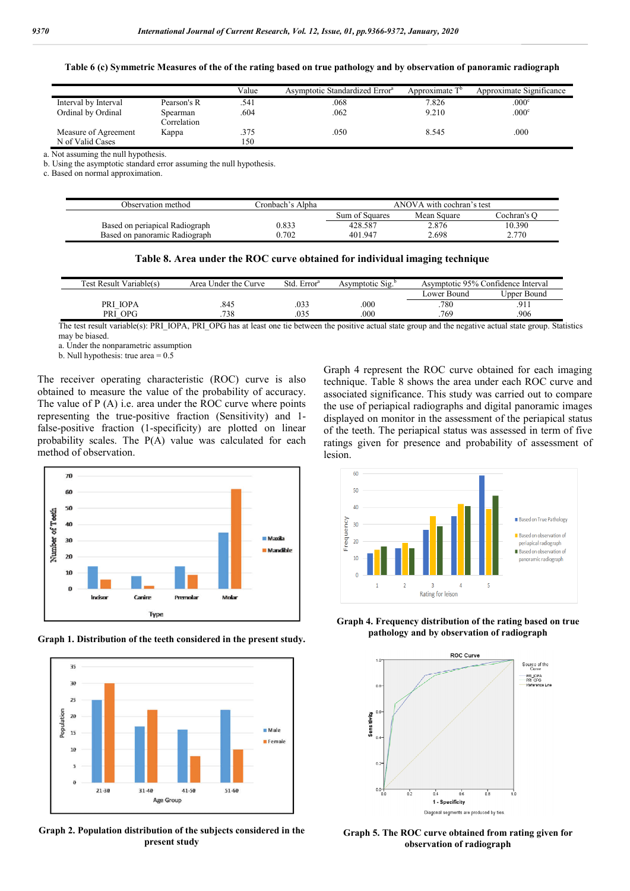**Table 6 (c) Symmetric Measures of the of the rating based on true pathology and by observation of panoramic radiograph**

| | | Value | Asymptotic Standardized Error[a] | Approximate T[b] | Approximate Significance |
|---|---|---|---|---|---|
| Interval by Interval | Pearson's R | .541 | .068 | 7.826 | .000[c] |
| Ordinal by Ordinal | Spearman Correlation | .604 | .062 | 9.210 | .000[c] |
| Measure of Agreement | Kappa | .375 | .050 | 8.545 | .000 |
| N of Valid Cases | | 150 | | | |

a. Not assuming the null hypothesis.
b. Using the asymptotic standard error assuming the null hypothesis.
c. Based on normal approximation.

| Observation method | Cronbach's Alpha | ANOVA with cochran's test | | |
|---|---|---|---|---|
| | | Sum of Squares | Mean Square | Cochran's Q |
| Based on periapical Radiograph | 0.833 | 428.587 | 2.876 | 10.390 |
| Based on panoramic Radiograph | 0.702 | 401.947 | 2.698 | 2.770 |

**Table 8. Area under the ROC curve obtained for individual imaging technique**

| Test Result Variable(s) | Area Under the Curve | Std. Error[a] | Asymptotic Sig.[b] | Asymptotic 95% Confidence Interval | |
|---|---|---|---|---|---|
| | | | | Lower Bound | Upper Bound |
| PRI_IOPA | .845 | .033 | .000 | .780 | .911 |
| PRI_OPG | .738 | .035 | .000 | .769 | .906 |

The test result variable(s): PRI_IOPA, PRI_OPG has at least one tie between the positive actual state group and the negative actual state group. Statistics may be biased.
a. Under the nonparametric assumption
b. Null hypothesis: true area = 0.5

The receiver operating characteristic (ROC) curve is also obtained to measure the value of the probability of accuracy. The value of P (A) i.e. area under the ROC curve where points representing the true-positive fraction (Sensitivity) and 1-false-positive fraction (1-specificity) are plotted on linear probability scales. The P(A) value was calculated for each method of observation.

Graph 1. Distribution of the teeth considered in the present study.

Graph 2. Population distribution of the subjects considered in the present study

Graph 4 represent the ROC curve obtained for each imaging technique. Table 8 shows the area under each ROC curve and associated significance. This study was carried out to compare the use of periapical radiographs and digital panoramic images displayed on monitor in the assessment of the periapical status of the teeth. The periapical status was assessed in term of five ratings given for presence and probability of assessment of lesion.

Graph 4. Frequency distribution of the rating based on true pathology and by observation of radiograph

Graph 5. The ROC curve obtained from rating given for observation of radiograph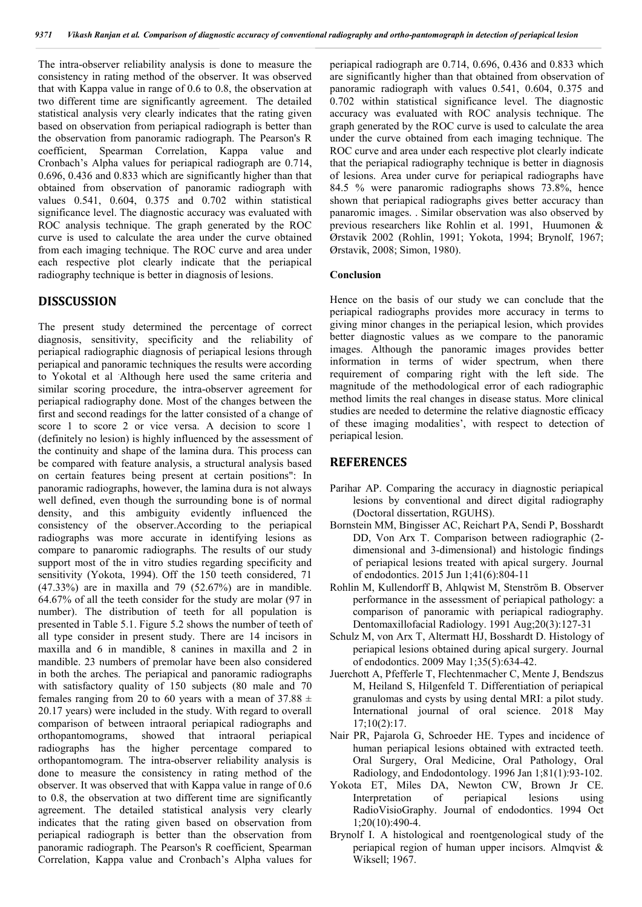The intra-observer reliability analysis is done to measure the consistency in rating method of the observer. It was observed that with Kappa value in range of 0.6 to 0.8, the observation at two different time are significantly agreement. The detailed statistical analysis very clearly indicates that the rating given based on observation from periapical radiograph is better than the observation from panoramic radiograph. The Pearson's R coefficient, Spearman Correlation, Kappa value and Cronbach's Alpha values for periapical radiograph are 0.714, 0.696, 0.436 and 0.833 which are significantly higher than that obtained from observation of panoramic radiograph with values 0.541, 0.604, 0.375 and 0.702 within statistical significance level. The diagnostic accuracy was evaluated with ROC analysis technique. The graph generated by the ROC curve is used to calculate the area under the curve obtained from each imaging technique. The ROC curve and area under each respective plot clearly indicate that the periapical radiography technique is better in diagnosis of lesions.

## DISSCUSSION

The present study determined the percentage of correct diagnosis, sensitivity, specificity and the reliability of periapical radiographic diagnosis of periapical lesions through periapical and panoramic techniques the results were according to Yokotal et al . Although here used the same criteria and similar scoring procedure, the intra-observer agreement for periapical radiography done. Most of the changes between the first and second readings for the latter consisted of a change of score 1 to score 2 or vice versa. A decision to score 1 (definitely no lesion) is highly influenced by the assessment of the continuity and shape of the lamina dura. This process can be compared with feature analysis, a structural analysis based on certain features being present at certain positions": In panoramic radiographs, however, the lamina dura is not always well defined, even though the surrounding bone is of normal density, and this ambiguity evidently influenced the consistency of the observer.According to the periapical radiographs was more accurate in identifying lesions as compare to panaromic radiographs. The results of our study support most of the in vitro studies regarding specificity and sensitivity (Yokota, 1994). Off the 150 teeth considered, 71 (47.33%) are in maxilla and 79 (52.67%) are in mandible. 64.67% of all the teeth consider for the study are molar (97 in number). The distribution of teeth for all population is presented in Table 5.1. Figure 5.2 shows the number of teeth of all type consider in present study. There are 14 incisors in maxilla and 6 in mandible, 8 canines in maxilla and 2 in mandible. 23 numbers of premolar have been also considered in both the arches. The periapical and panoramic radiographs with satisfactory quality of 150 subjects (80 male and 70 females ranging from 20 to 60 years with a mean of 37.88 ± 20.17 years) were included in the study. With regard to overall comparison of between intraoral periapical radiographs and orthopantomograms, showed that intraoral periapical radiographs has the higher percentage compared to orthopantomogram. The intra-observer reliability analysis is done to measure the consistency in rating method of the observer. It was observed that with Kappa value in range of 0.6 to 0.8, the observation at two different time are significantly agreement. The detailed statistical analysis very clearly indicates that the rating given based on observation from periapical radiograph is better than the observation from panoramic radiograph. The Pearson's R coefficient, Spearman Correlation, Kappa value and Cronbach's Alpha values for periapical radiograph are 0.714, 0.696, 0.436 and 0.833 which are significantly higher than that obtained from observation of panoramic radiograph with values 0.541, 0.604, 0.375 and 0.702 within statistical significance level. The diagnostic accuracy was evaluated with ROC analysis technique. The graph generated by the ROC curve is used to calculate the area under the curve obtained from each imaging technique. The ROC curve and area under each respective plot clearly indicate that the periapical radiography technique is better in diagnosis of lesions. Area under curve for periapical radiographs have 84.5 % were panaromic radiographs shows 73.8%, hence shown that periapical radiographs gives better accuracy than panaromic images. . Similar observation was also observed by previous researchers like Rohlin et al. 1991, Huumonen & Ørstavik 2002 (Rohlin, 1991; Yokota, 1994; Brynolf, 1967; Ørstavik, 2008; Simon, 1980).

### Conclusion

Hence on the basis of our study we can conclude that the periapical radiographs provides more accuracy in terms to giving minor changes in the periapical lesion, which provides better diagnostic values as we compare to the panoramic images. Although the panoramic images provides better information in terms of wider spectrum, when there requirement of comparing right with the left side. The magnitude of the methodological error of each radiographic method limits the real changes in disease status. More clinical studies are needed to determine the relative diagnostic efficacy of these imaging modalities', with respect to detection of periapical lesion.

## REFERENCES

- Parihar AP. Comparing the accuracy in diagnostic periapical lesions by conventional and direct digital radiography (Doctoral dissertation, RGUHS).
- Bornstein MM, Bingisser AC, Reichart PA, Sendi P, Bosshardt DD, Von Arx T. Comparison between radiographic (2-dimensional and 3-dimensional) and histologic findings of periapical lesions treated with apical surgery. Journal of endodontics. 2015 Jun 1;41(6):804-11
- Rohlin M, Kullendorff B, Ahlqwist M, Stenström B. Observer performance in the assessment of periapical pathology: a comparison of panoramic with periapical radiography. Dentomaxillofacial Radiology. 1991 Aug;20(3):127-31
- Schulz M, von Arx T, Altermatt HJ, Bosshardt D. Histology of periapical lesions obtained during apical surgery. Journal of endodontics. 2009 May 1;35(5):634-42.
- Juerchott A, Pfefferle T, Flechtenmacher C, Mente J, Bendszus M, Heiland S, Hilgenfeld T. Differentiation of periapical granulomas and cysts by using dental MRI: a pilot study. International journal of oral science. 2018 May 17;10(2):17.
- Nair PR, Pajarola G, Schroeder HE. Types and incidence of human periapical lesions obtained with extracted teeth. Oral Surgery, Oral Medicine, Oral Pathology, Oral Radiology, and Endodontology. 1996 Jan 1;81(1):93-102.
- Yokota ET, Miles DA, Newton CW, Brown Jr CE. Interpretation of periapical lesions using RadioVisioGraphy. Journal of endodontics. 1994 Oct 1;20(10):490-4.
- Brynolf I. A histological and roentgenological study of the periapical region of human upper incisors. Almqvist & Wiksell; 1967.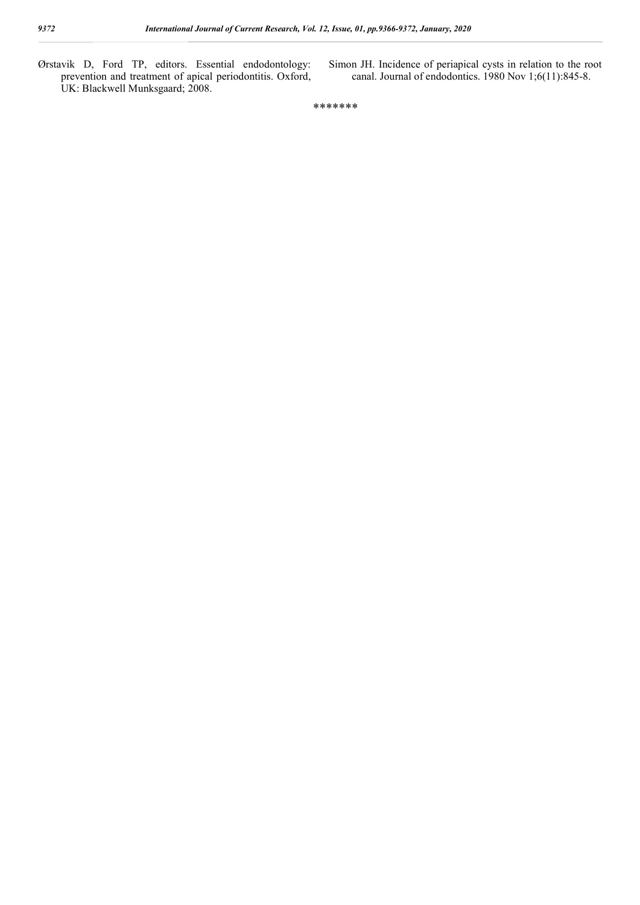Ørstavik D, Ford TP, editors. Essential endodontology: prevention and treatment of apical periodontitis. Oxford, UK: Blackwell Munksgaard; 2008.

Simon JH. Incidence of periapical cysts in relation to the root canal. Journal of endodontics. 1980 Nov 1;6(11):845-8.

*******